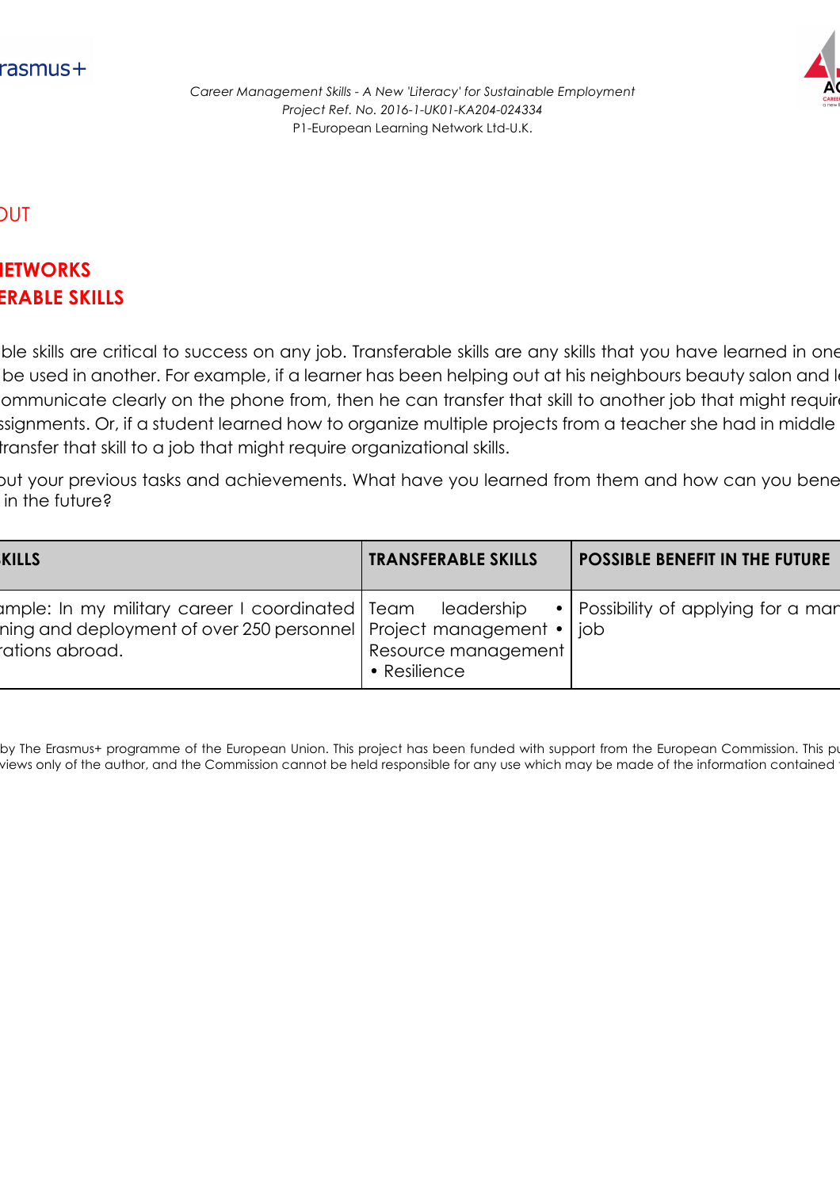*Career Management Skills - A New 'Literacy' for Sustainable Employment*
*Project Ref. No. 2016-1-UK01-KA204-024334*
P1-European Learning Network Ltd-U.K.

OUT

## IETWORKS
## ERABLE SKILLS

ble skills are critical to success on any job. Transferable skills are any skills that you have learned in one be used in another. For example, if a learner has been helping out at his neighbours beauty salon and l ommunicate clearly on the phone from, then he can transfer that skill to another job that might requir ssignments. Or, if a student learned how to organize multiple projects from a teacher she had in middle transfer that skill to a job that might require organizational skills.

out your previous tasks and achievements. What have you learned from them and how can you bene in the future?

| KILLS | TRANSFERABLE SKILLS | POSSIBLE BENEFIT IN THE FUTURE |
|---|---|---|
| ample: In my military career I coordinated ning and deployment of over 250 personnel rations abroad. | Team leadership • Project management • Resource management • Resilience | Possibility of applying for a man job |

by The Erasmus+ programme of the European Union. This project has been funded with support from the European Commission. This pu views only of the author, and the Commission cannot be held responsible for any use which may be made of the information contained